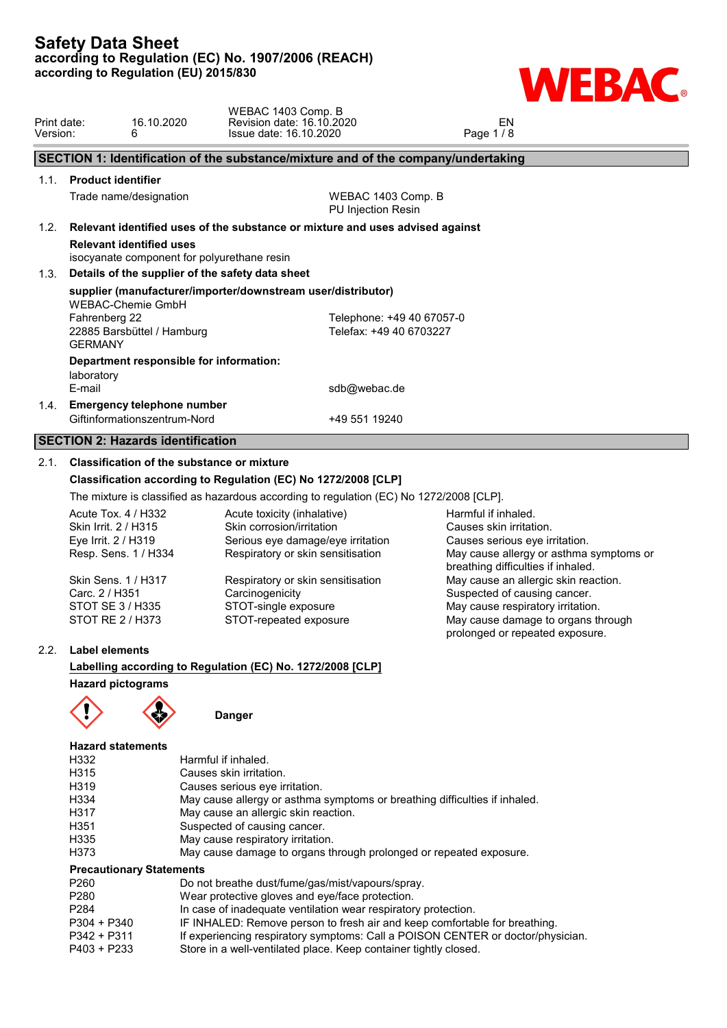# Safety Data Sheet
**according to Regulation (EC) No. 1907/2006 (REACH)**
**according to Regulation (EU) 2015/830**

WEBAC 1403 Comp. B

| | | | |
|---|---|---|---|
| Print date: | 16.10.2020 | Revision date: 16.10.2020 | EN |
| Version: | 6 | Issue date: 16.10.2020 | |

## SECTION 1: Identification of the substance/mixture and of the company/undertaking

**1.1. Product identifier**

Trade name/designation: WEBAC 1403 Comp. B
PU Injection Resin

**1.2. Relevant identified uses of the substance or mixture and uses advised against**

**Relevant identified uses**
isocyanate component for polyurethane resin

**1.3. Details of the supplier of the safety data sheet**

**supplier (manufacturer/importer/downstream user/distributor)**
WEBAC-Chemie GmbH
Fahrenberg 22
22885 Barsbüttel / Hamburg
GERMANY

Telephone: +49 40 67057-0
Telefax: +49 40 6703227

**Department responsible for information:**
laboratory
E-mail: sdb@webac.de

**1.4. Emergency telephone number**
Giftinformationszentrum-Nord: +49 551 19240

## SECTION 2: Hazards identification

**2.1. Classification of the substance or mixture**

**Classification according to Regulation (EC) No 1272/2008 [CLP]**

The mixture is classified as hazardous according to regulation (EC) No 1272/2008 [CLP].

| | | |
|---|---|---|
| Acute Tox. 4 / H332 | Acute toxicity (inhalative) | Harmful if inhaled. |
| Skin Irrit. 2 / H315 | Skin corrosion/irritation | Causes skin irritation. |
| Eye Irrit. 2 / H319 | Serious eye damage/eye irritation | Causes serious eye irritation. |
| Resp. Sens. 1 / H334 | Respiratory or skin sensitisation | May cause allergy or asthma symptoms or breathing difficulties if inhaled. |
| Skin Sens. 1 / H317 | Respiratory or skin sensitisation | May cause an allergic skin reaction. |
| Carc. 2 / H351 | Carcinogenicity | Suspected of causing cancer. |
| STOT SE 3 / H335 | STOT-single exposure | May cause respiratory irritation. |
| STOT RE 2 / H373 | STOT-repeated exposure | May cause damage to organs through prolonged or repeated exposure. |

**2.2. Label elements**

**Labelling according to Regulation (EC) No. 1272/2008 [CLP]**

**Hazard pictograms**

**Danger**

**Hazard statements**

| | |
|---|---|
| H332 | Harmful if inhaled. |
| H315 | Causes skin irritation. |
| H319 | Causes serious eye irritation. |
| H334 | May cause allergy or asthma symptoms or breathing difficulties if inhaled. |
| H317 | May cause an allergic skin reaction. |
| H351 | Suspected of causing cancer. |
| H335 | May cause respiratory irritation. |
| H373 | May cause damage to organs through prolonged or repeated exposure. |

**Precautionary Statements**

| | |
|---|---|
| P260 | Do not breathe dust/fume/gas/mist/vapours/spray. |
| P280 | Wear protective gloves and eye/face protection. |
| P284 | In case of inadequate ventilation wear respiratory protection. |
| P304 + P340 | IF INHALED: Remove person to fresh air and keep comfortable for breathing. |
| P342 + P311 | If experiencing respiratory symptoms: Call a POISON CENTER or doctor/physician. |
| P403 + P233 | Store in a well-ventilated place. Keep container tightly closed. |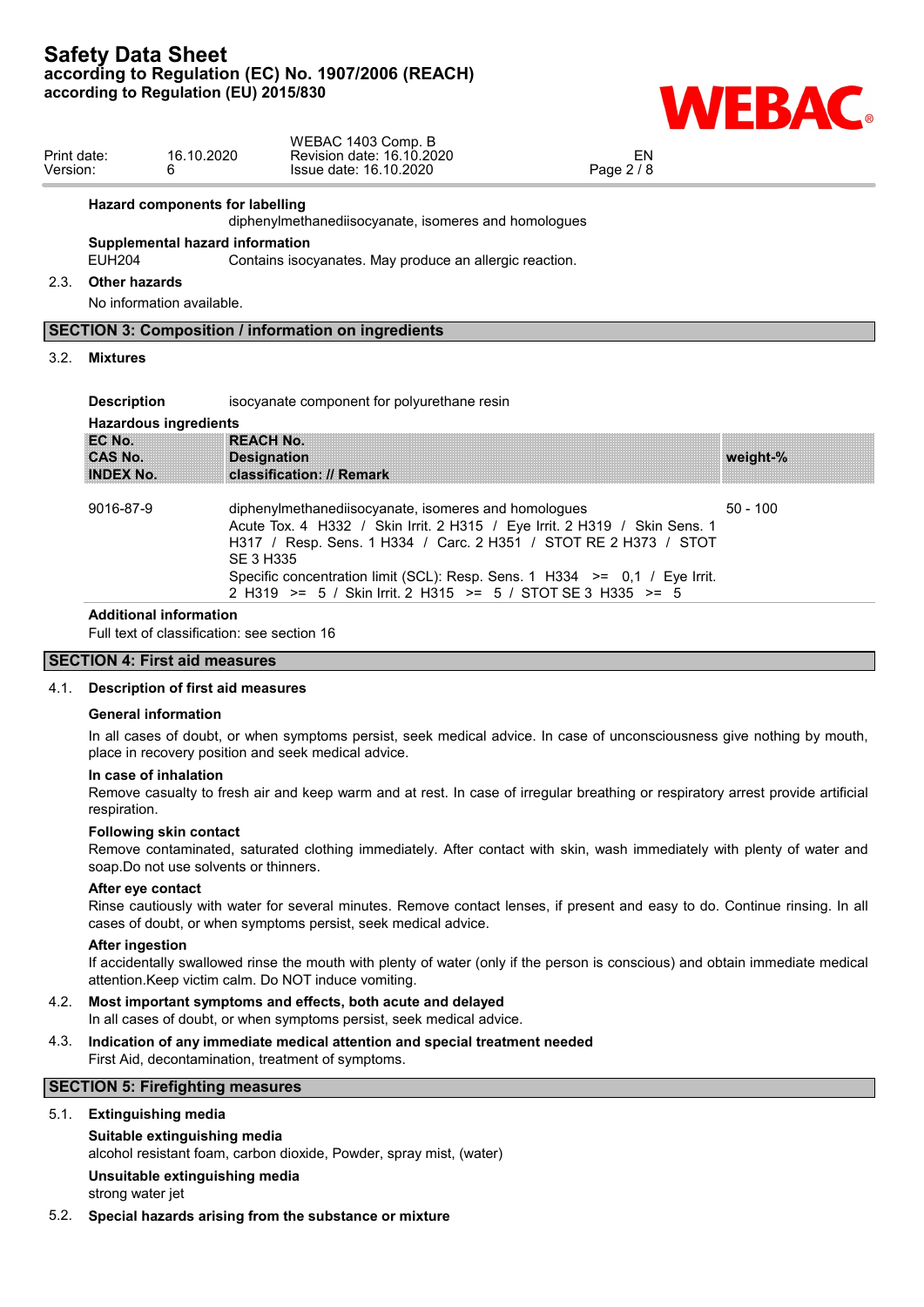**Hazard components for labelling**

diphenylmethanediisocyanate, isomeres and homologues

**Supplemental hazard information**

EUH204 Contains isocyanates. May produce an allergic reaction.

### 2.3. Other hazards

No information available.

## SECTION 3: Composition / information on ingredients

### 3.2. Mixtures

**Description** isocyanate component for polyurethane resin

**Hazardous ingredients**

| EC No.<br>CAS No.<br>INDEX No. | REACH No.<br>Designation<br>classification: // Remark | weight-% |
|---|---|---|
| 9016-87-9 | diphenylmethanediisocyanate, isomeres and homologues<br>Acute Tox. 4 H332 / Skin Irrit. 2 H315 / Eye Irrit. 2 H319 / Skin Sens. 1 H317 / Resp. Sens. 1 H334 / Carc. 2 H351 / STOT RE 2 H373 / STOT SE 3 H335<br>Specific concentration limit (SCL): Resp. Sens. 1 H334 >= 0,1 / Eye Irrit. 2 H319 >= 5 / Skin Irrit. 2 H315 >= 5 / STOT SE 3 H335 >= 5 | 50 - 100 |

**Additional information**

Full text of classification: see section 16

## SECTION 4: First aid measures

### 4.1. Description of first aid measures

**General information**

In all cases of doubt, or when symptoms persist, seek medical advice. In case of unconsciousness give nothing by mouth, place in recovery position and seek medical advice.

**In case of inhalation**

Remove casualty to fresh air and keep warm and at rest. In case of irregular breathing or respiratory arrest provide artificial respiration.

**Following skin contact**

Remove contaminated, saturated clothing immediately. After contact with skin, wash immediately with plenty of water and soap.Do not use solvents or thinners.

**After eye contact**

Rinse cautiously with water for several minutes. Remove contact lenses, if present and easy to do. Continue rinsing. In all cases of doubt, or when symptoms persist, seek medical advice.

**After ingestion**

If accidentally swallowed rinse the mouth with plenty of water (only if the person is conscious) and obtain immediate medical attention.Keep victim calm. Do NOT induce vomiting.

### 4.2. Most important symptoms and effects, both acute and delayed

In all cases of doubt, or when symptoms persist, seek medical advice.

### 4.3. Indication of any immediate medical attention and special treatment needed

First Aid, decontamination, treatment of symptoms.

## SECTION 5: Firefighting measures

### 5.1. Extinguishing media

**Suitable extinguishing media**

alcohol resistant foam, carbon dioxide, Powder, spray mist, (water)

**Unsuitable extinguishing media**

strong water jet

### 5.2. Special hazards arising from the substance or mixture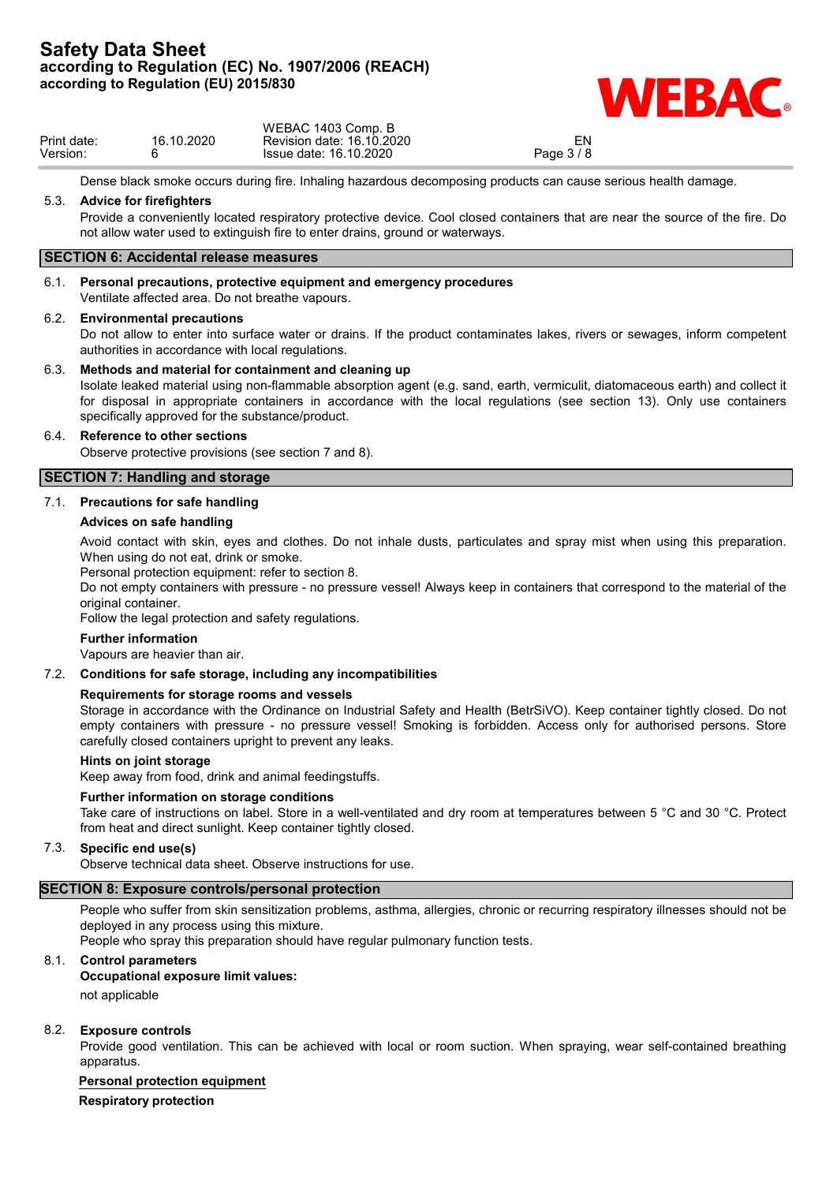Dense black smoke occurs during fire. Inhaling hazardous decomposing products can cause serious health damage.

**5.3. Advice for firefighters**

Provide a conveniently located respiratory protective device. Cool closed containers that are near the source of the fire. Do not allow water used to extinguish fire to enter drains, ground or waterways.

## SECTION 6: Accidental release measures

**6.1. Personal precautions, protective equipment and emergency procedures**

Ventilate affected area. Do not breathe vapours.

**6.2. Environmental precautions**

Do not allow to enter into surface water or drains. If the product contaminates lakes, rivers or sewages, inform competent authorities in accordance with local regulations.

**6.3. Methods and material for containment and cleaning up**

Isolate leaked material using non-flammable absorption agent (e.g. sand, earth, vermiculit, diatomaceous earth) and collect it for disposal in appropriate containers in accordance with the local regulations (see section 13). Only use containers specifically approved for the substance/product.

**6.4. Reference to other sections**

Observe protective provisions (see section 7 and 8).

## SECTION 7: Handling and storage

**7.1. Precautions for safe handling**

**Advices on safe handling**

Avoid contact with skin, eyes and clothes. Do not inhale dusts, particulates and spray mist when using this preparation. When using do not eat, drink or smoke.

Personal protection equipment: refer to section 8.

Do not empty containers with pressure - no pressure vessel! Always keep in containers that correspond to the material of the original container.

Follow the legal protection and safety regulations.

**Further information**

Vapours are heavier than air.

**7.2. Conditions for safe storage, including any incompatibilities**

**Requirements for storage rooms and vessels**

Storage in accordance with the Ordinance on Industrial Safety and Health (BetrSiVO). Keep container tightly closed. Do not empty containers with pressure - no pressure vessel! Smoking is forbidden. Access only for authorised persons. Store carefully closed containers upright to prevent any leaks.

**Hints on joint storage**

Keep away from food, drink and animal feedingstuffs.

**Further information on storage conditions**

Take care of instructions on label. Store in a well-ventilated and dry room at temperatures between 5 °C and 30 °C. Protect from heat and direct sunlight. Keep container tightly closed.

**7.3. Specific end use(s)**

Observe technical data sheet. Observe instructions for use.

## SECTION 8: Exposure controls/personal protection

People who suffer from skin sensitization problems, asthma, allergies, chronic or recurring respiratory illnesses should not be deployed in any process using this mixture.

People who spray this preparation should have regular pulmonary function tests.

**8.1. Control parameters**

**Occupational exposure limit values:**

not applicable

**8.2. Exposure controls**

Provide good ventilation. This can be achieved with local or room suction. When spraying, wear self-contained breathing apparatus.

**Personal protection equipment**

**Respiratory protection**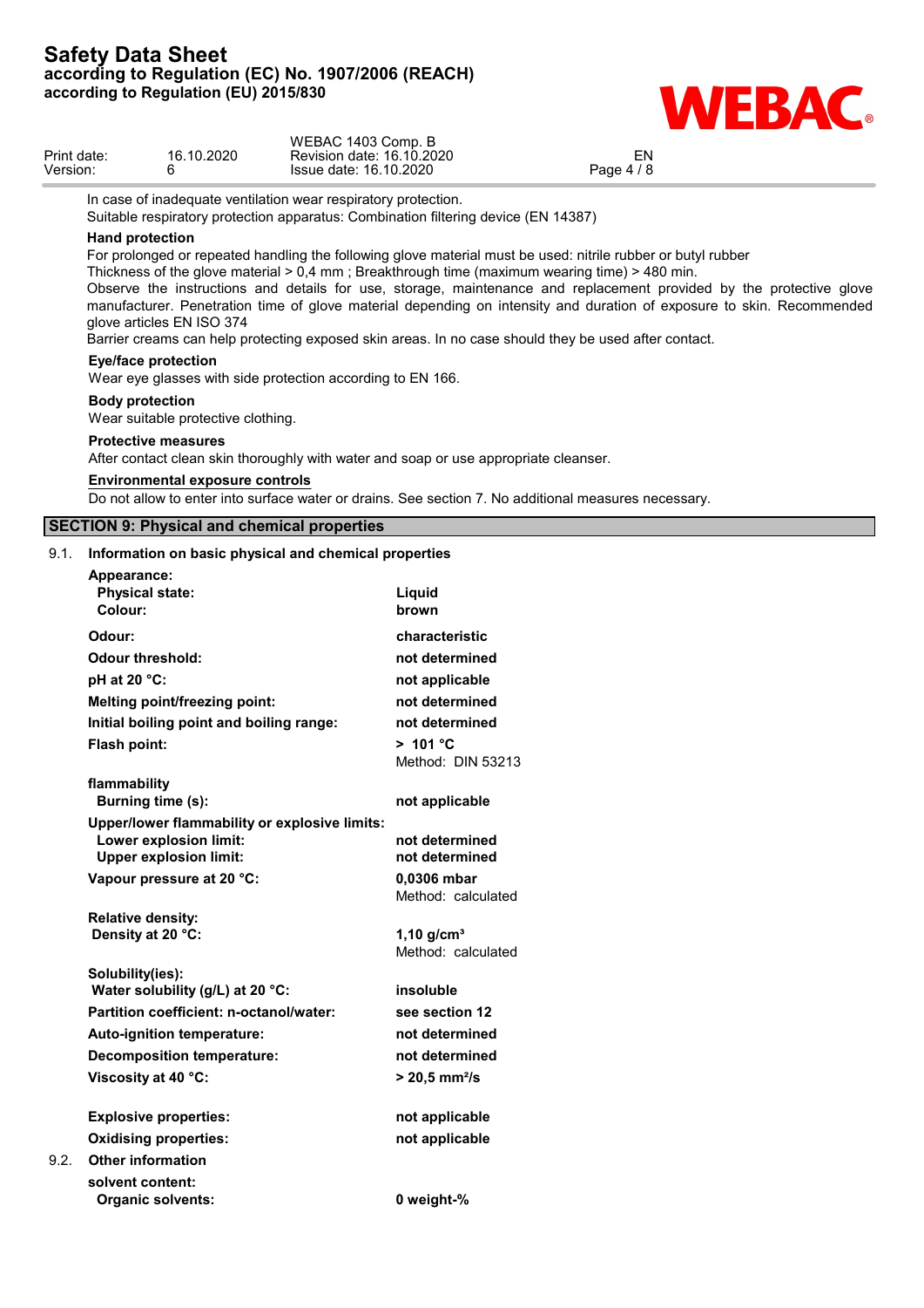In case of inadequate ventilation wear respiratory protection.
Suitable respiratory protection apparatus: Combination filtering device (EN 14387)

**Hand protection**

For prolonged or repeated handling the following glove material must be used: nitrile rubber or butyl rubber
Thickness of the glove material > 0,4 mm ; Breakthrough time (maximum wearing time) > 480 min.
Observe the instructions and details for use, storage, maintenance and replacement provided by the protective glove manufacturer. Penetration time of glove material depending on intensity and duration of exposure to skin. Recommended glove articles EN ISO 374
Barrier creams can help protecting exposed skin areas. In no case should they be used after contact.

**Eye/face protection**

Wear eye glasses with side protection according to EN 166.

**Body protection**

Wear suitable protective clothing.

**Protective measures**

After contact clean skin thoroughly with water and soap or use appropriate cleanser.

**Environmental exposure controls**

Do not allow to enter into surface water or drains. See section 7. No additional measures necessary.

## SECTION 9: Physical and chemical properties

### 9.1. Information on basic physical and chemical properties

| | |
|---|---|
| **Appearance:** | |
| **Physical state:** | **Liquid** |
| **Colour:** | **brown** |
| **Odour:** | **characteristic** |
| **Odour threshold:** | **not determined** |
| **pH at 20 °C:** | **not applicable** |
| **Melting point/freezing point:** | **not determined** |
| **Initial boiling point and boiling range:** | **not determined** |
| **Flash point:** | **> 101 °C**<br>Method: DIN 53213 |
| **flammability** | |
| **Burning time (s):** | **not applicable** |
| **Upper/lower flammability or explosive limits:** | |
| **Lower explosion limit:** | **not determined** |
| **Upper explosion limit:** | **not determined** |
| **Vapour pressure at 20 °C:** | **0,0306 mbar**<br>Method: calculated |
| **Relative density:** | |
| **Density at 20 °C:** | **1,10 g/cm³**<br>Method: calculated |
| **Solubility(ies):** | |
| **Water solubility (g/L) at 20 °C:** | **insoluble** |
| **Partition coefficient: n-octanol/water:** | **see section 12** |
| **Auto-ignition temperature:** | **not determined** |
| **Decomposition temperature:** | **not determined** |
| **Viscosity at 40 °C:** | **> 20,5 mm²/s** |
| **Explosive properties:** | **not applicable** |
| **Oxidising properties:** | **not applicable** |

### 9.2. Other information

| | |
|---|---|
| **solvent content:** | |
| **Organic solvents:** | **0 weight-%** |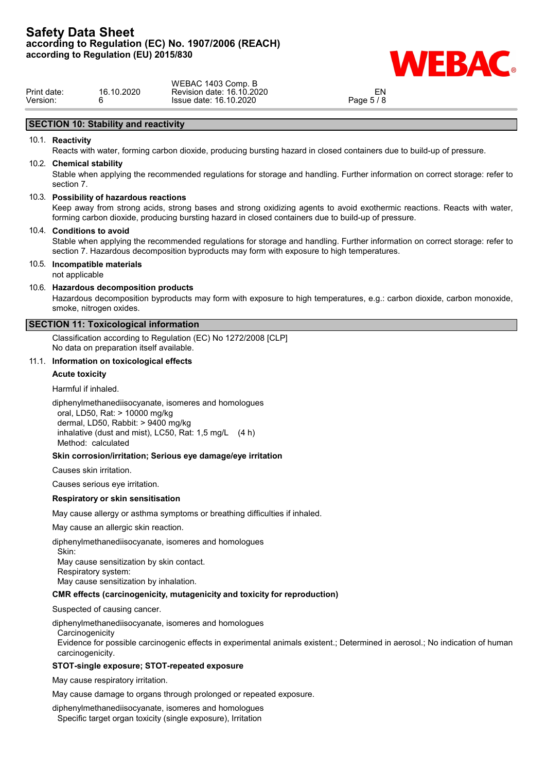## SECTION 10: Stability and reactivity

### 10.1. Reactivity

Reacts with water, forming carbon dioxide, producing bursting hazard in closed containers due to build-up of pressure.

### 10.2. Chemical stability

Stable when applying the recommended regulations for storage and handling. Further information on correct storage: refer to section 7.

### 10.3. Possibility of hazardous reactions

Keep away from strong acids, strong bases and strong oxidizing agents to avoid exothermic reactions. Reacts with water, forming carbon dioxide, producing bursting hazard in closed containers due to build-up of pressure.

### 10.4. Conditions to avoid

Stable when applying the recommended regulations for storage and handling. Further information on correct storage: refer to section 7. Hazardous decomposition byproducts may form with exposure to high temperatures.

### 10.5. Incompatible materials

not applicable

### 10.6. Hazardous decomposition products

Hazardous decomposition byproducts may form with exposure to high temperatures, e.g.: carbon dioxide, carbon monoxide, smoke, nitrogen oxides.

## SECTION 11: Toxicological information

Classification according to Regulation (EC) No 1272/2008 [CLP]
No data on preparation itself available.

### 11.1. Information on toxicological effects

**Acute toxicity**

Harmful if inhaled.

diphenylmethanediisocyanate, isomeres and homologues
oral, LD50, Rat: > 10000 mg/kg
dermal, LD50, Rabbit: > 9400 mg/kg
inhalative (dust and mist), LC50, Rat: 1,5 mg/L (4 h)
Method: calculated

**Skin corrosion/irritation; Serious eye damage/eye irritation**

Causes skin irritation.

Causes serious eye irritation.

**Respiratory or skin sensitisation**

May cause allergy or asthma symptoms or breathing difficulties if inhaled.

May cause an allergic skin reaction.

diphenylmethanediisocyanate, isomeres and homologues
Skin:
May cause sensitization by skin contact.
Respiratory system:
May cause sensitization by inhalation.

**CMR effects (carcinogenicity, mutagenicity and toxicity for reproduction)**

Suspected of causing cancer.

diphenylmethanediisocyanate, isomeres and homologues
Carcinogenicity
Evidence for possible carcinogenic effects in experimental animals existent.; Determined in aerosol.; No indication of human carcinogenicity.

**STOT-single exposure; STOT-repeated exposure**

May cause respiratory irritation.

May cause damage to organs through prolonged or repeated exposure.

diphenylmethanediisocyanate, isomeres and homologues
Specific target organ toxicity (single exposure), Irritation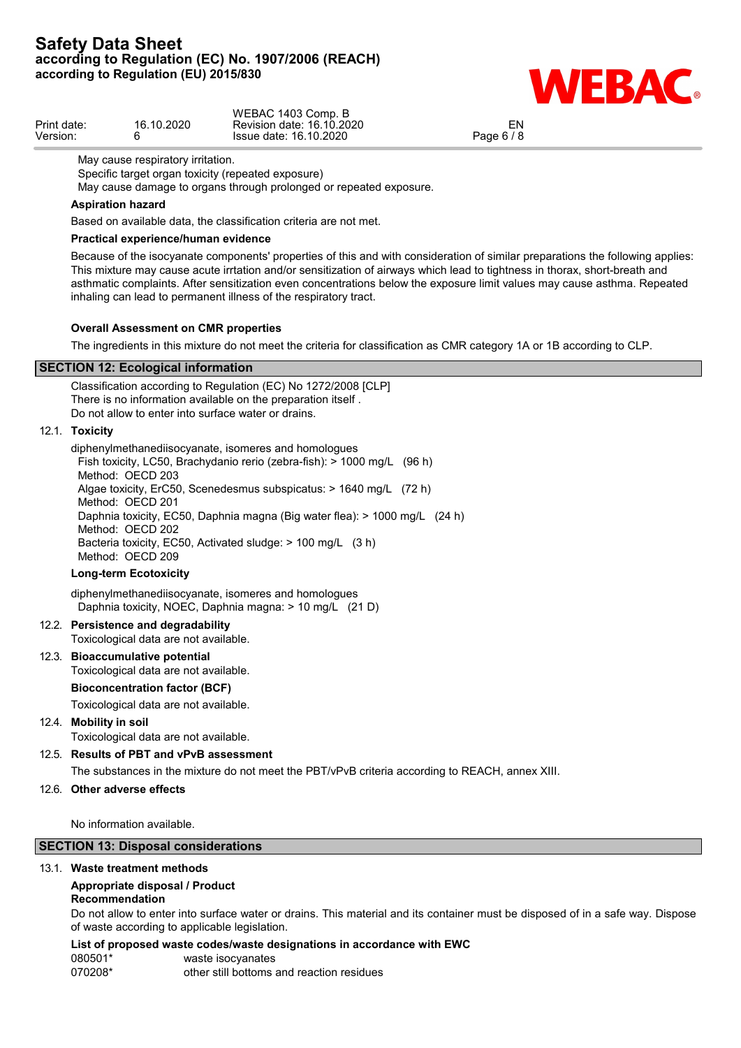May cause respiratory irritation.
Specific target organ toxicity (repeated exposure)
May cause damage to organs through prolonged or repeated exposure.

**Aspiration hazard**

Based on available data, the classification criteria are not met.

**Practical experience/human evidence**

Because of the isocyanate components' properties of this and with consideration of similar preparations the following applies: This mixture may cause acute irrtation and/or sensitization of airways which lead to tightness in thorax, short-breath and asthmatic complaints. After sensitization even concentrations below the exposure limit values may cause asthma. Repeated inhaling can lead to permanent illness of the respiratory tract.

**Overall Assessment on CMR properties**

The ingredients in this mixture do not meet the criteria for classification as CMR category 1A or 1B according to CLP.

## SECTION 12: Ecological information

Classification according to Regulation (EC) No 1272/2008 [CLP]
There is no information available on the preparation itself .
Do not allow to enter into surface water or drains.

### 12.1. Toxicity

diphenylmethanediisocyanate, isomeres and homologues
Fish toxicity, LC50, Brachydanio rerio (zebra-fish): > 1000 mg/L (96 h)
Method: OECD 203
Algae toxicity, ErC50, Scenedesmus subspicatus: > 1640 mg/L (72 h)
Method: OECD 201
Daphnia toxicity, EC50, Daphnia magna (Big water flea): > 1000 mg/L (24 h)
Method: OECD 202
Bacteria toxicity, EC50, Activated sludge: > 100 mg/L (3 h)
Method: OECD 209

**Long-term Ecotoxicity**

diphenylmethanediisocyanate, isomeres and homologues
Daphnia toxicity, NOEC, Daphnia magna: > 10 mg/L (21 D)

### 12.2. Persistence and degradability

Toxicological data are not available.

### 12.3. Bioaccumulative potential

Toxicological data are not available.

**Bioconcentration factor (BCF)**

Toxicological data are not available.

### 12.4. Mobility in soil

Toxicological data are not available.

### 12.5. Results of PBT and vPvB assessment

The substances in the mixture do not meet the PBT/vPvB criteria according to REACH, annex XIII.

### 12.6. Other adverse effects

No information available.

## SECTION 13: Disposal considerations

### 13.1. Waste treatment methods

**Appropriate disposal / Product**
**Recommendation**

Do not allow to enter into surface water or drains. This material and its container must be disposed of in a safe way. Dispose of waste according to applicable legislation.

**List of proposed waste codes/waste designations in accordance with EWC**

080501* waste isocyanates
070208* other still bottoms and reaction residues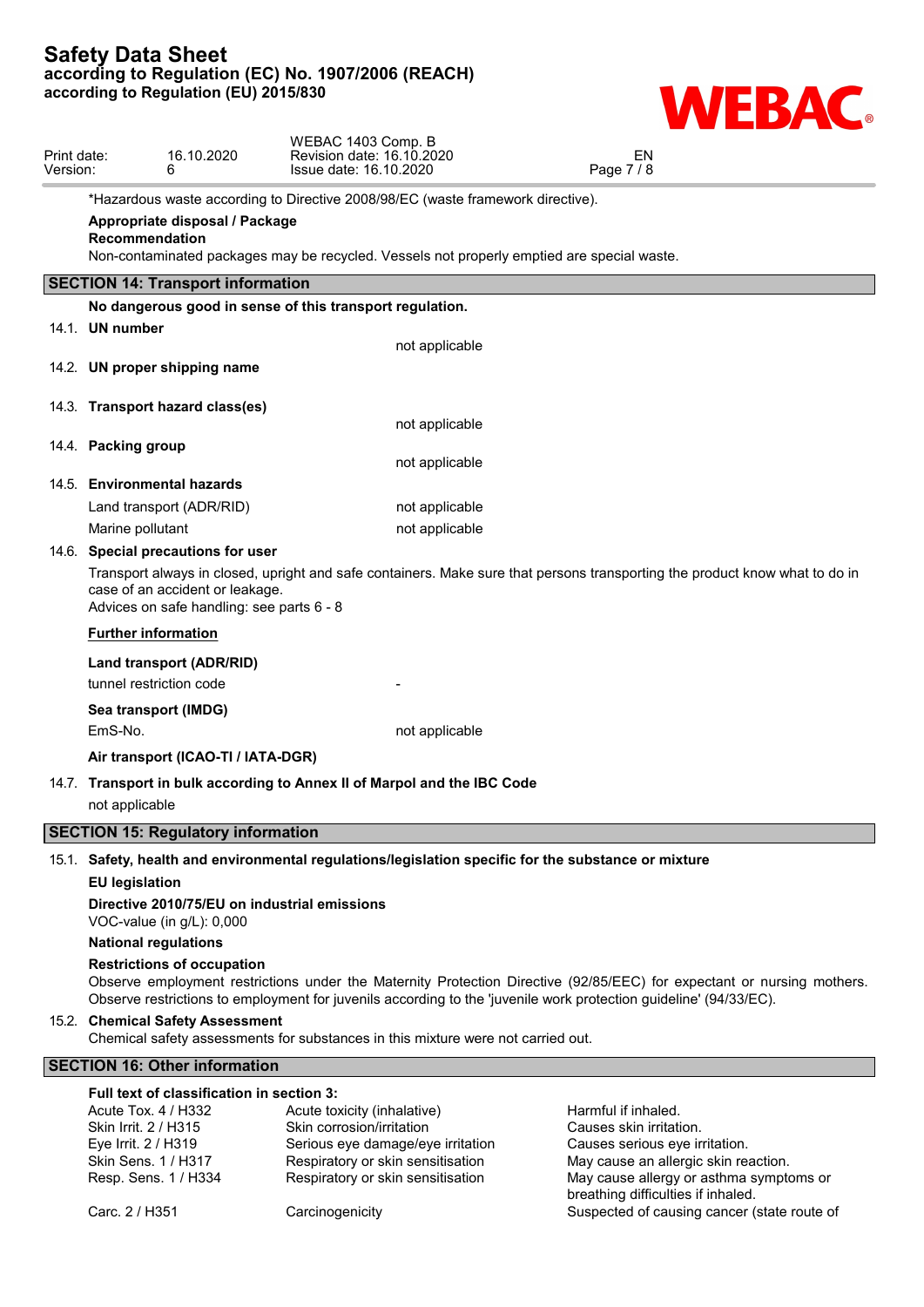*Hazardous waste according to Directive 2008/98/EC (waste framework directive).

**Appropriate disposal / Package**

**Recommendation**

Non-contaminated packages may be recycled. Vessels not properly emptied are special waste.

## SECTION 14: Transport information

**No dangerous good in sense of this transport regulation.**

**14.1. UN number**

not applicable

**14.2. UN proper shipping name**

**14.3. Transport hazard class(es)**

not applicable

**14.4. Packing group**

not applicable

**14.5. Environmental hazards**

| | |
|---|---|
| Land transport (ADR/RID) | not applicable |
| Marine pollutant | not applicable |

**14.6. Special precautions for user**

Transport always in closed, upright and safe containers. Make sure that persons transporting the product know what to do in case of an accident or leakage.
Advices on safe handling: see parts 6 - 8

**Further information**

**Land transport (ADR/RID)**

| | |
|---|---|
| tunnel restriction code | - |

**Sea transport (IMDG)**

| | |
|---|---|
| EmS-No. | not applicable |

**Air transport (ICAO-TI / IATA-DGR)**

**14.7. Transport in bulk according to Annex II of Marpol and the IBC Code**

not applicable

## SECTION 15: Regulatory information

**15.1. Safety, health and environmental regulations/legislation specific for the substance or mixture**

**EU legislation**

**Directive 2010/75/EU on industrial emissions**

VOC-value (in g/L): 0,000

**National regulations**

**Restrictions of occupation**

Observe employment restrictions under the Maternity Protection Directive (92/85/EEC) for expectant or nursing mothers. Observe restrictions to employment for juvenils according to the 'juvenile work protection guideline' (94/33/EC).

**15.2. Chemical Safety Assessment**

Chemical safety assessments for substances in this mixture were not carried out.

## SECTION 16: Other information

**Full text of classification in section 3:**

| | | |
|---|---|---|
| Acute Tox. 4 / H332 | Acute toxicity (inhalative) | Harmful if inhaled. |
| Skin Irrit. 2 / H315 | Skin corrosion/irritation | Causes skin irritation. |
| Eye Irrit. 2 / H319 | Serious eye damage/eye irritation | Causes serious eye irritation. |
| Skin Sens. 1 / H317 | Respiratory or skin sensitisation | May cause an allergic skin reaction. |
| Resp. Sens. 1 / H334 | Respiratory or skin sensitisation | May cause allergy or asthma symptoms or breathing difficulties if inhaled. |
| Carc. 2 / H351 | Carcinogenicity | Suspected of causing cancer (state route of |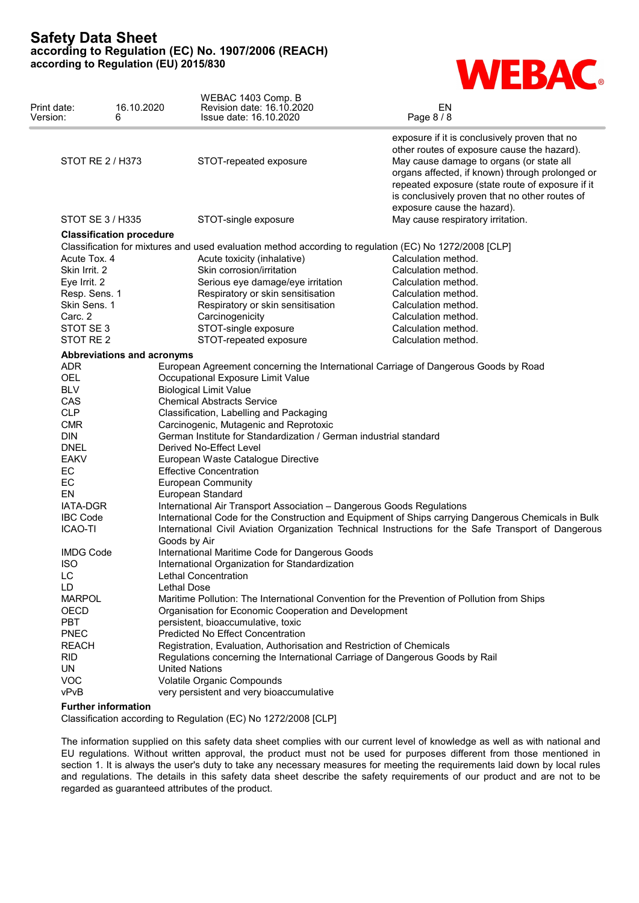| | | |
|---|---|---|
| | | exposure if it is conclusively proven that no other routes of exposure cause the hazard). |
| STOT RE 2 / H373 | STOT-repeated exposure | May cause damage to organs (or state all organs affected, if known) through prolonged or repeated exposure (state route of exposure if it is conclusively proven that no other routes of exposure cause the hazard). |
| STOT SE 3 / H335 | STOT-single exposure | May cause respiratory irritation. |

**Classification procedure**

Classification for mixtures and used evaluation method according to regulation (EC) No 1272/2008 [CLP]

| | | |
|---|---|---|
| Acute Tox. 4 | Acute toxicity (inhalative) | Calculation method. |
| Skin Irrit. 2 | Skin corrosion/irritation | Calculation method. |
| Eye Irrit. 2 | Serious eye damage/eye irritation | Calculation method. |
| Resp. Sens. 1 | Respiratory or skin sensitisation | Calculation method. |
| Skin Sens. 1 | Respiratory or skin sensitisation | Calculation method. |
| Carc. 2 | Carcinogenicity | Calculation method. |
| STOT SE 3 | STOT-single exposure | Calculation method. |
| STOT RE 2 | STOT-repeated exposure | Calculation method. |

**Abbreviations and acronyms**

| | |
|---|---|
| ADR | European Agreement concerning the International Carriage of Dangerous Goods by Road |
| OEL | Occupational Exposure Limit Value |
| BLV | Biological Limit Value |
| CAS | Chemical Abstracts Service |
| CLP | Classification, Labelling and Packaging |
| CMR | Carcinogenic, Mutagenic and Reprotoxic |
| DIN | German Institute for Standardization / German industrial standard |
| DNEL | Derived No-Effect Level |
| EAKV | European Waste Catalogue Directive |
| EC | Effective Concentration |
| EC | European Community |
| EN | European Standard |
| IATA-DGR | International Air Transport Association – Dangerous Goods Regulations |
| IBC Code | International Code for the Construction and Equipment of Ships carrying Dangerous Chemicals in Bulk |
| ICAO-TI | International Civil Aviation Organization Technical Instructions for the Safe Transport of Dangerous Goods by Air |
| IMDG Code | International Maritime Code for Dangerous Goods |
| ISO | International Organization for Standardization |
| LC | Lethal Concentration |
| LD | Lethal Dose |
| MARPOL | Maritime Pollution: The International Convention for the Prevention of Pollution from Ships |
| OECD | Organisation for Economic Cooperation and Development |
| PBT | persistent, bioaccumulative, toxic |
| PNEC | Predicted No Effect Concentration |
| REACH | Registration, Evaluation, Authorisation and Restriction of Chemicals |
| RID | Regulations concerning the International Carriage of Dangerous Goods by Rail |
| UN | United Nations |
| VOC | Volatile Organic Compounds |
| vPvB | very persistent and very bioaccumulative |

**Further information**

Classification according to Regulation (EC) No 1272/2008 [CLP]

The information supplied on this safety data sheet complies with our current level of knowledge as well as with national and EU regulations. Without written approval, the product must not be used for purposes different from those mentioned in section 1. It is always the user's duty to take any necessary measures for meeting the requirements laid down by local rules and regulations. The details in this safety data sheet describe the safety requirements of our product and are not to be regarded as guaranteed attributes of the product.